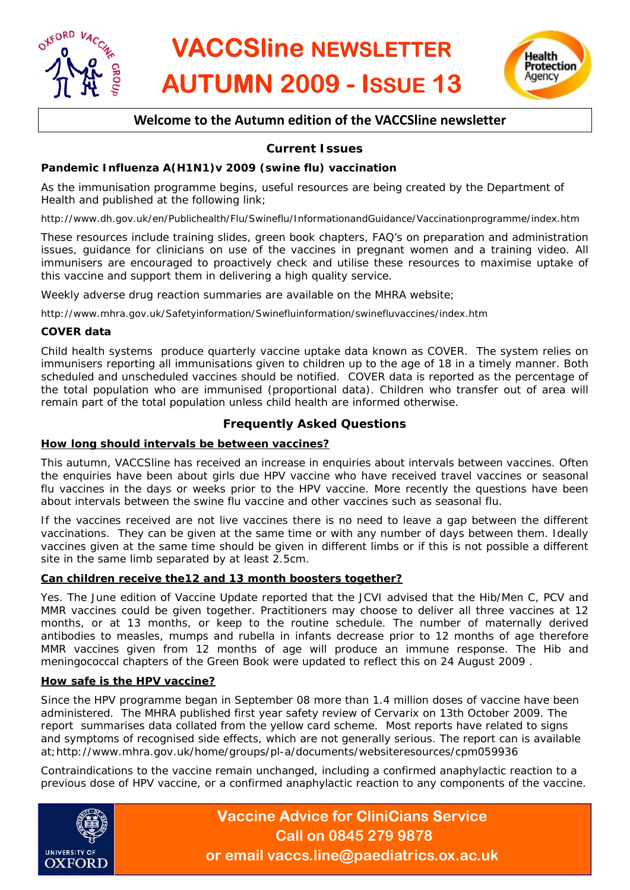# VACCSline NEWSLETTER AUTUMN 2009 - ISSUE 13

## Welcome to the Autumn edition of the VACCSline newsletter

### Current Issues

**Pandemic Influenza A(H1N1)v 2009 (swine flu) vaccination**

As the immunisation programme begins, useful resources are being created by the Department of Health and published at the following link;

http://www.dh.gov.uk/en/Publichealth/Flu/Swineflu/InformationandGuidance/Vaccinationprogramme/index.htm

These resources include training slides, green book chapters, FAQ's on preparation and administration issues, guidance for clinicians on use of the vaccines in pregnant women and a training video. All immunisers are encouraged to proactively check and utilise these resources to maximise uptake of this vaccine and support them in delivering a high quality service.

Weekly adverse drug reaction summaries are available on the MHRA website;

http://www.mhra.gov.uk/Safetyinformation/Swinefluinformation/swinefluvaccines/index.htm

**COVER data**

Child health systems produce quarterly vaccine uptake data known as COVER. The system relies on immunisers reporting all immunisations given to children up to the age of 18 in a timely manner. Both scheduled and unscheduled vaccines should be notified. COVER data is reported as the percentage of the total population who are immunised (proportional data). Children who transfer out of area will remain part of the total population unless child health are informed otherwise.

### Frequently Asked Questions

**How long should intervals be between vaccines?**

This autumn, VACCSline has received an increase in enquiries about intervals between vaccines. Often the enquiries have been about girls due HPV vaccine who have received travel vaccines or seasonal flu vaccines in the days or weeks prior to the HPV vaccine. More recently the questions have been about intervals between the swine flu vaccine and other vaccines such as seasonal flu.

If the vaccines received are not live vaccines there is no need to leave a gap between the different vaccinations. They can be given at the same time or with any number of days between them. Ideally vaccines given at the same time should be given in different limbs or if this is not possible a different site in the same limb separated by at least 2.5cm.

**Can children receive the12 and 13 month boosters together?**

Yes. The June edition of Vaccine Update reported that the JCVI advised that the Hib/Men C, PCV and MMR vaccines could be given together. Practitioners may choose to deliver all three vaccines at 12 months, or at 13 months, or keep to the routine schedule. The number of maternally derived antibodies to measles, mumps and rubella in infants decrease prior to 12 months of age therefore MMR vaccines given from 12 months of age will produce an immune response. The Hib and meningococcal chapters of the Green Book were updated to reflect this on 24 August 2009 .

**How safe is the HPV vaccine?**

Since the HPV programme began in September 08 more than 1.4 million doses of vaccine have been administered. The MHRA published first year safety review of Cervarix on 13th October 2009. The report summarises data collated from the yellow card scheme. Most reports have related to signs and symptoms of recognised side effects, which are not generally serious. The report can is available at; http://www.mhra.gov.uk/home/groups/pl-a/documents/websiteresources/cpm059936

Contraindications to the vaccine remain unchanged, including a confirmed anaphylactic reaction to a previous dose of HPV vaccine, or a confirmed anaphylactic reaction to any components of the vaccine.

**Vaccine Advice for CliniCians Service**
**Call on 0845 279 9878**
**or email vaccs.line@paediatrics.ox.ac.uk**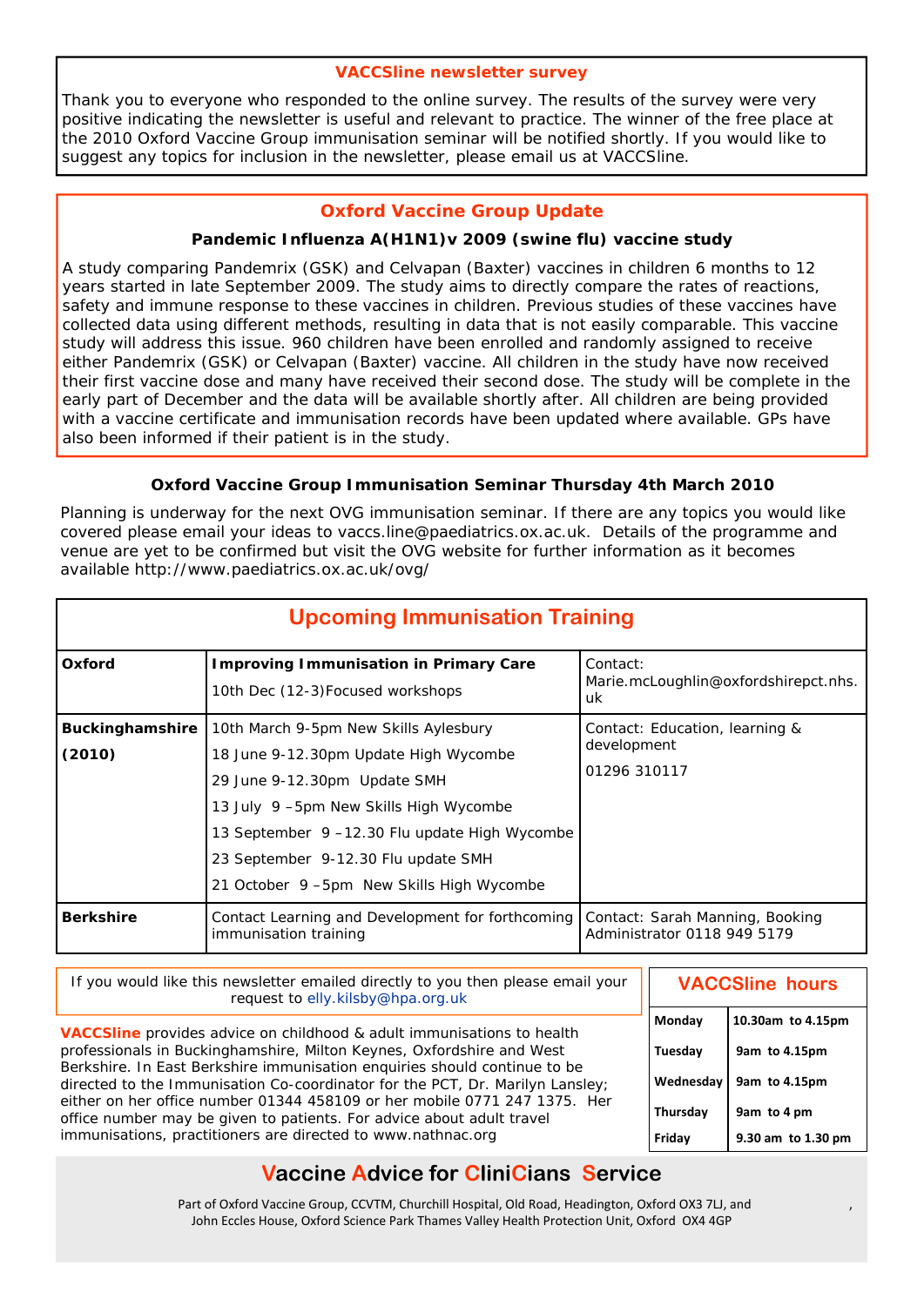## VACCSline newsletter survey

Thank you to everyone who responded to the online survey. The results of the survey were very positive indicating the newsletter is useful and relevant to practice. The winner of the free place at the 2010 Oxford Vaccine Group immunisation seminar will be notified shortly. If you would like to suggest any topics for inclusion in the newsletter, please email us at VACCSline.

## Oxford Vaccine Group Update

### Pandemic Influenza A(H1N1)v 2009 (swine flu) vaccine study

A study comparing Pandemrix (GSK) and Celvapan (Baxter) vaccines in children 6 months to 12 years started in late September 2009. The study aims to directly compare the rates of reactions, safety and immune response to these vaccines in children. Previous studies of these vaccines have collected data using different methods, resulting in data that is not easily comparable. This vaccine study will address this issue. 960 children have been enrolled and randomly assigned to receive either Pandemrix (GSK) or Celvapan (Baxter) vaccine. All children in the study have now received their first vaccine dose and many have received their second dose. The study will be complete in the early part of December and the data will be available shortly after. All children are being provided with a vaccine certificate and immunisation records have been updated where available. GPs have also been informed if their patient is in the study.

### Oxford Vaccine Group Immunisation Seminar Thursday 4th March 2010

Planning is underway for the next OVG immunisation seminar. If there are any topics you would like covered please email your ideas to vaccs.line@paediatrics.ox.ac.uk. Details of the programme and venue are yet to be confirmed but visit the OVG website for further information as it becomes available http://www.paediatrics.ox.ac.uk/ovg/

## Upcoming Immunisation Training

| | | |
|---|---|---|
| **Oxford** | **Improving Immunisation in Primary Care**<br>10th Dec (12-3)Focused workshops | Contact:<br>Marie.mcLoughlin@oxfordshirepct.nhs.uk |
| **Buckinghamshire (2010)** | 10th March 9-5pm New Skills Aylesbury<br>18 June 9-12.30pm Update High Wycombe<br>29 June 9-12.30pm Update SMH<br>13 July 9 –5pm New Skills High Wycombe<br>13 September 9 –12.30 Flu update High Wycombe<br>23 September 9-12.30 Flu update SMH<br>21 October 9 –5pm New Skills High Wycombe | Contact: Education, learning & development<br>01296 310117 |
| **Berkshire** | Contact Learning and Development for forthcoming immunisation training | Contact: Sarah Manning, Booking Administrator 0118 949 5179 |

If you would like this newsletter emailed directly to you then please email your request to elly.kilsby@hpa.org.uk

**VACCSline** provides advice on childhood & adult immunisations to health professionals in Buckinghamshire, Milton Keynes, Oxfordshire and West Berkshire. In East Berkshire immunisation enquiries should continue to be directed to the Immunisation Co-coordinator for the PCT, Dr. Marilyn Lansley; either on her office number 01344 458109 or her mobile 0771 247 1375. Her office number may be given to patients. For advice about adult travel immunisations, practitioners are directed to www.nathnac.org

### VACCSline hours

| | |
|---|---|
| Monday | 10.30am to 4.15pm |
| Tuesday | 9am to 4.15pm |
| Wednesday | 9am to 4.15pm |
| Thursday | 9am to 4 pm |
| Friday | 9.30 am to 1.30 pm |

## Vaccine Advice for CliniCians Service

Part of Oxford Vaccine Group, CCVTM, Churchill Hospital, Old Road, Headington, Oxford OX3 7LJ, and John Eccles House, Oxford Science Park Thames Valley Health Protection Unit, Oxford OX4 4GP